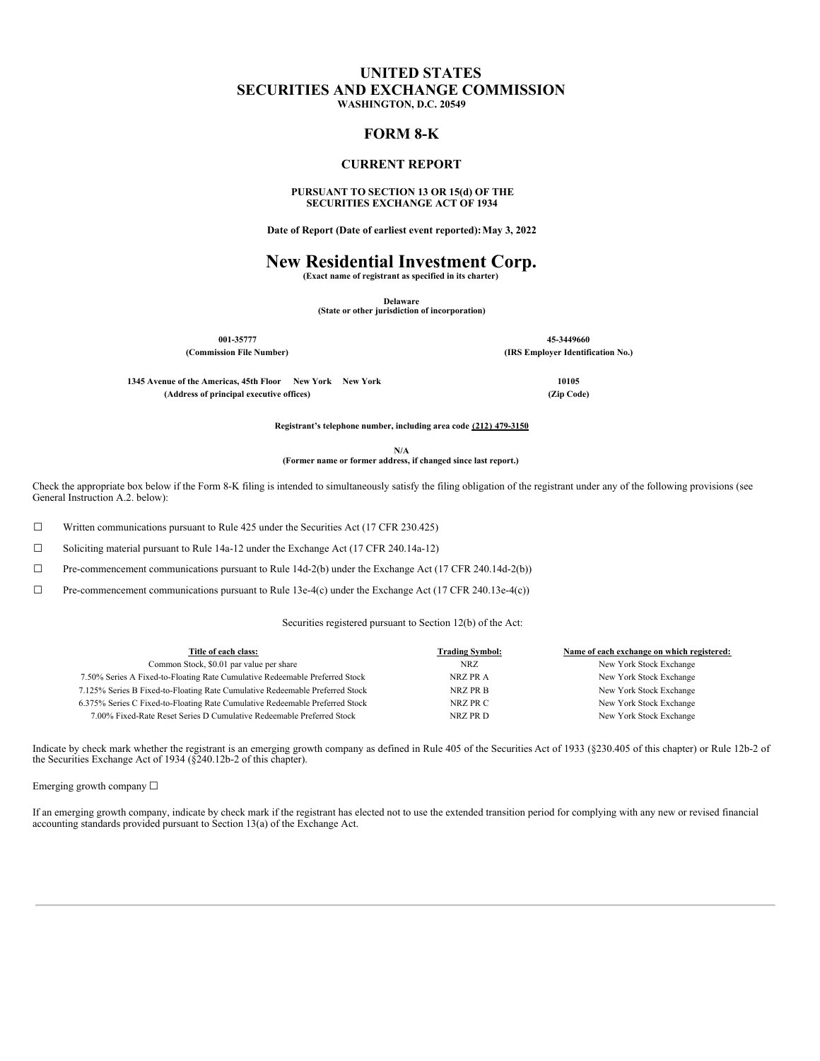# UNITED STATES
# SECURITIES AND EXCHANGE COMMISSION

**WASHINGTON, D.C. 20549**

## FORM 8-K

### CURRENT REPORT

**PURSUANT TO SECTION 13 OR 15(d) OF THE SECURITIES EXCHANGE ACT OF 1934**

**Date of Report (Date of earliest event reported): May 3, 2022**

# New Residential Investment Corp.

**(Exact name of registrant as specified in its charter)**

**Delaware**
**(State or other jurisdiction of incorporation)**

| **001-35777** | **45-3449660** |
|---|---|
| **(Commission File Number)** | **(IRS Employer Identification No.)** |

| **1345 Avenue of the Americas, 45th Floor New York New York** | **10105** |
|---|---|
| **(Address of principal executive offices)** | **(Zip Code)** |

**Registrant's telephone number, including area code (212) 479-3150**

**N/A**
**(Former name or former address, if changed since last report.)**

Check the appropriate box below if the Form 8-K filing is intended to simultaneously satisfy the filing obligation of the registrant under any of the following provisions (see General Instruction A.2. below):

☐ Written communications pursuant to Rule 425 under the Securities Act (17 CFR 230.425)

☐ Soliciting material pursuant to Rule 14a-12 under the Exchange Act (17 CFR 240.14a-12)

☐ Pre-commencement communications pursuant to Rule 14d-2(b) under the Exchange Act (17 CFR 240.14d-2(b))

☐ Pre-commencement communications pursuant to Rule 13e-4(c) under the Exchange Act (17 CFR 240.13e-4(c))

Securities registered pursuant to Section 12(b) of the Act:

| Title of each class: | Trading Symbol: | Name of each exchange on which registered: |
|---|---|---|
| Common Stock, $0.01 par value per share | NRZ | New York Stock Exchange |
| 7.50% Series A Fixed-to-Floating Rate Cumulative Redeemable Preferred Stock | NRZ PR A | New York Stock Exchange |
| 7.125% Series B Fixed-to-Floating Rate Cumulative Redeemable Preferred Stock | NRZ PR B | New York Stock Exchange |
| 6.375% Series C Fixed-to-Floating Rate Cumulative Redeemable Preferred Stock | NRZ PR C | New York Stock Exchange |
| 7.00% Fixed-Rate Reset Series D Cumulative Redeemable Preferred Stock | NRZ PR D | New York Stock Exchange |

Indicate by check mark whether the registrant is an emerging growth company as defined in Rule 405 of the Securities Act of 1933 (§230.405 of this chapter) or Rule 12b-2 of the Securities Exchange Act of 1934 (§240.12b-2 of this chapter).

Emerging growth company ☐

If an emerging growth company, indicate by check mark if the registrant has elected not to use the extended transition period for complying with any new or revised financial accounting standards provided pursuant to Section 13(a) of the Exchange Act.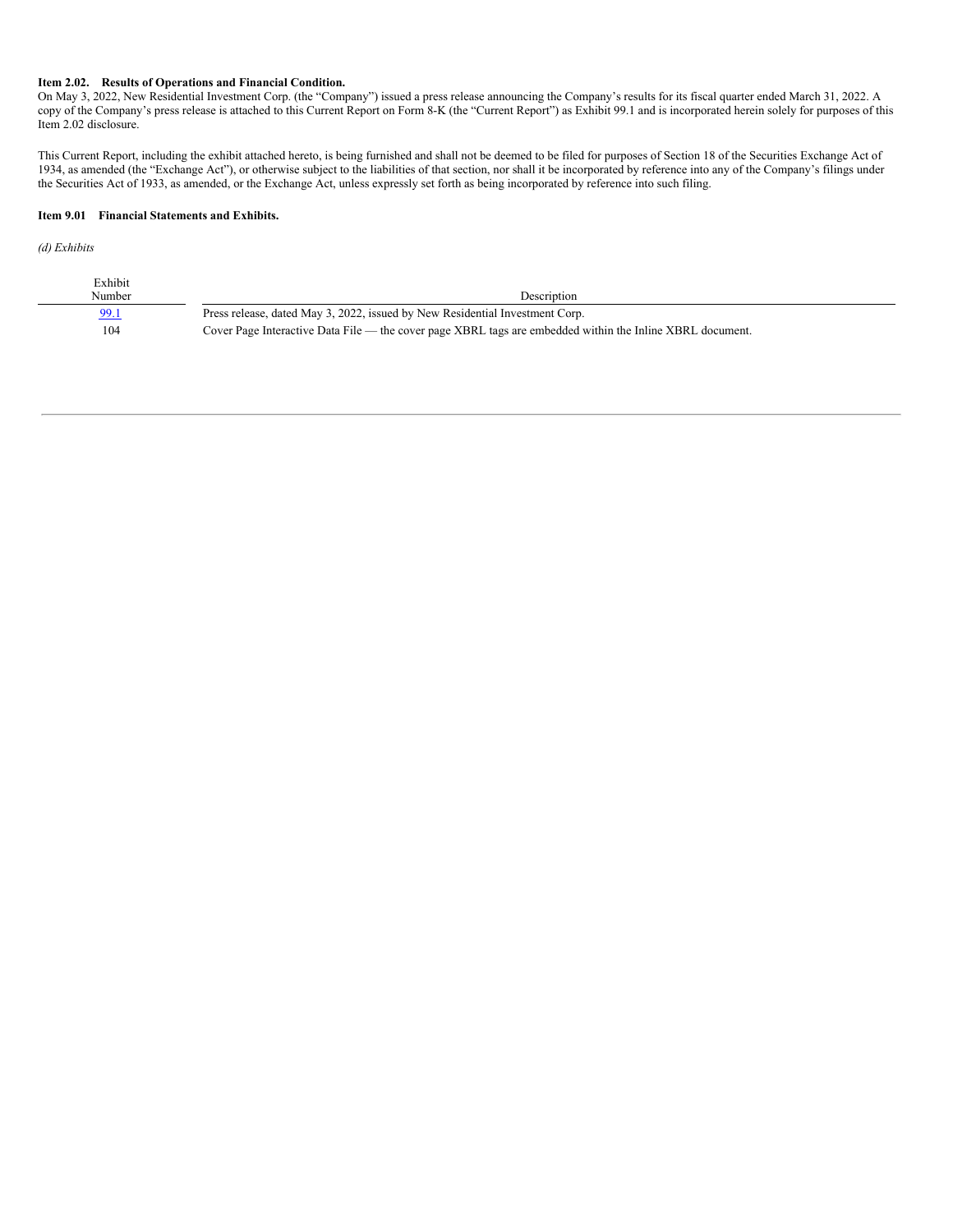**Item 2.02. Results of Operations and Financial Condition.**

On May 3, 2022, New Residential Investment Corp. (the "Company") issued a press release announcing the Company's results for its fiscal quarter ended March 31, 2022. A copy of the Company's press release is attached to this Current Report on Form 8-K (the "Current Report") as Exhibit 99.1 and is incorporated herein solely for purposes of this Item 2.02 disclosure.

This Current Report, including the exhibit attached hereto, is being furnished and shall not be deemed to be filed for purposes of Section 18 of the Securities Exchange Act of 1934, as amended (the "Exchange Act"), or otherwise subject to the liabilities of that section, nor shall it be incorporated by reference into any of the Company's filings under the Securities Act of 1933, as amended, or the Exchange Act, unless expressly set forth as being incorporated by reference into such filing.

**Item 9.01 Financial Statements and Exhibits.**

*(d) Exhibits*

| Exhibit Number | Description |
|---|---|
| 99.1 | Press release, dated May 3, 2022, issued by New Residential Investment Corp. |
| 104 | Cover Page Interactive Data File — the cover page XBRL tags are embedded within the Inline XBRL document. |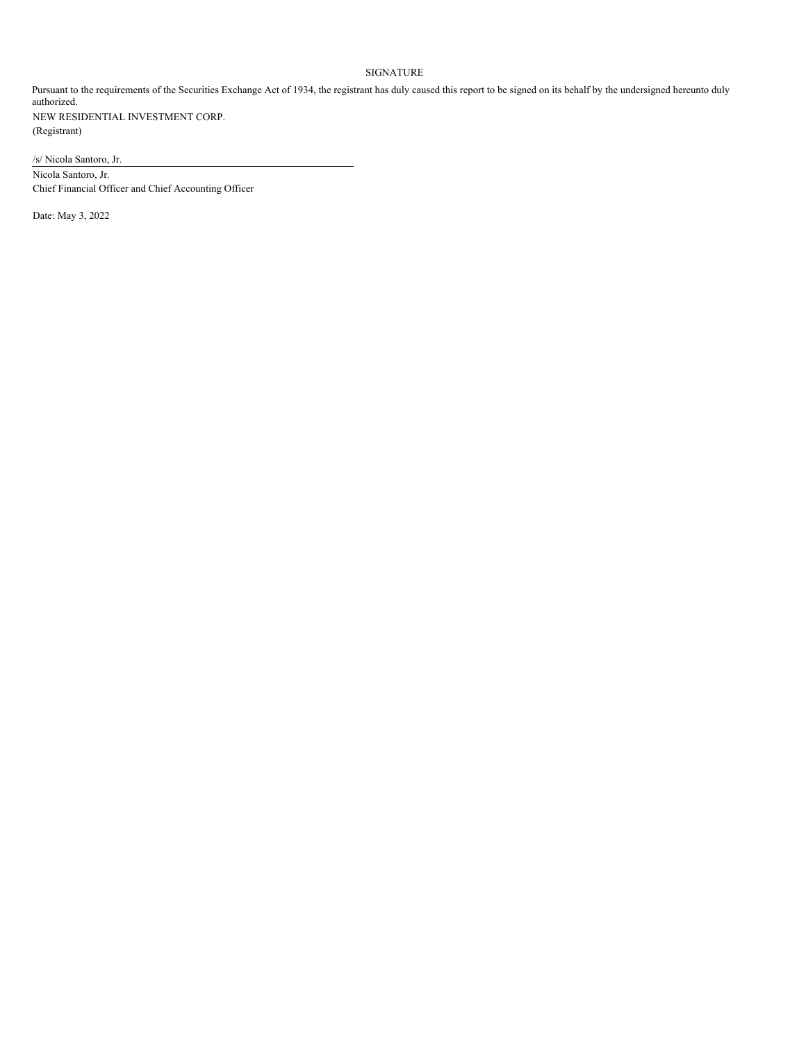SIGNATURE

Pursuant to the requirements of the Securities Exchange Act of 1934, the registrant has duly caused this report to be signed on its behalf by the undersigned hereunto duly authorized.

NEW RESIDENTIAL INVESTMENT CORP.
(Registrant)

/s/ Nicola Santoro, Jr.

Nicola Santoro, Jr.
Chief Financial Officer and Chief Accounting Officer

Date: May 3, 2022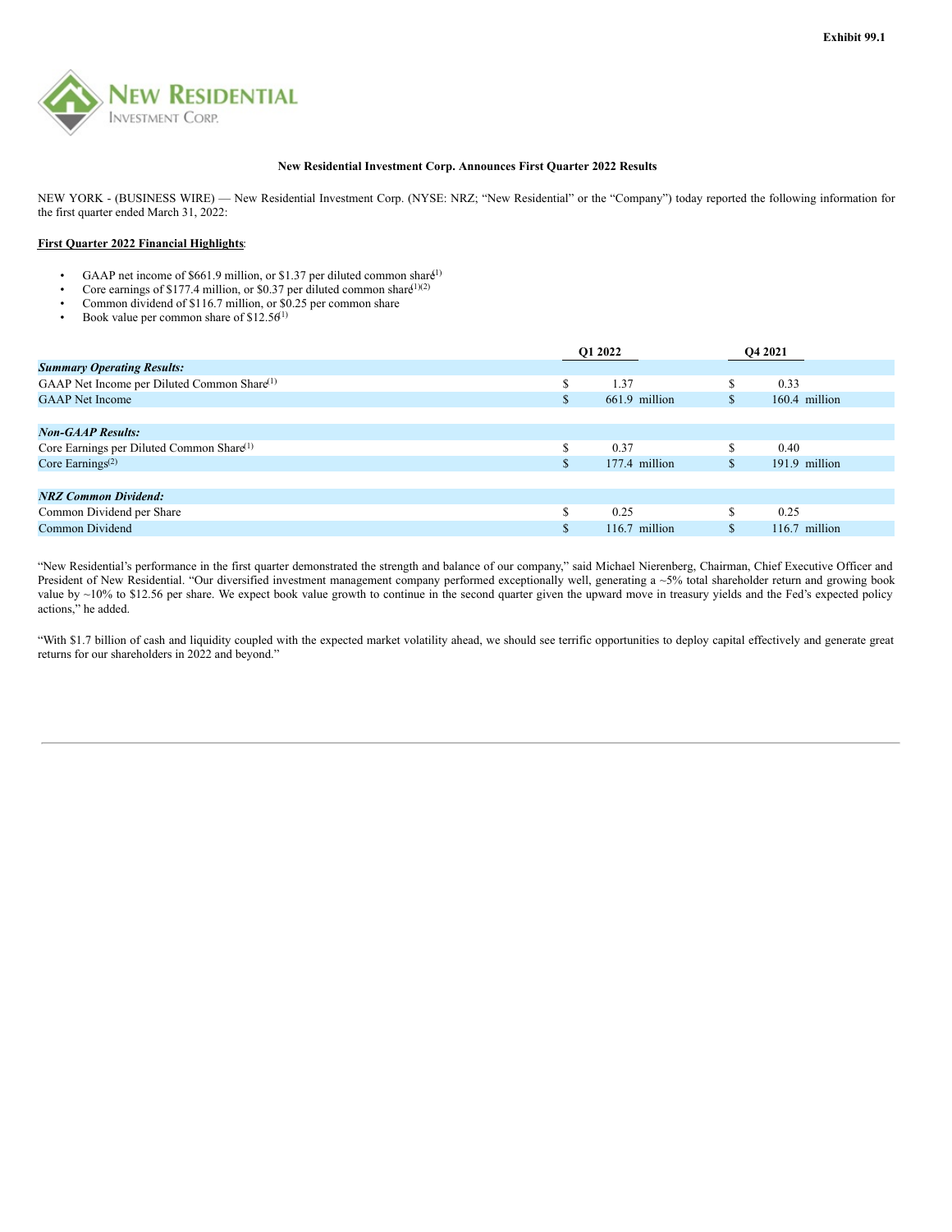Exhibit 99.1

**New Residential Investment Corp. Announces First Quarter 2022 Results**

NEW YORK - (BUSINESS WIRE) — New Residential Investment Corp. (NYSE: NRZ; "New Residential" or the "Company") today reported the following information for the first quarter ended March 31, 2022:

**First Quarter 2022 Financial Highlights**:

- GAAP net income of $661.9 million, or $1.37 per diluted common share[1]
- Core earnings of $177.4 million, or $0.37 per diluted common share[1][2]
- Common dividend of $116.7 million, or $0.25 per common share
- Book value per common share of $12.56[1]

| | Q1 2022 | Q4 2021 |
|---|---|---|
| ***Summary Operating Results:*** | | |
| GAAP Net Income per Diluted Common Share[1] | $ 1.37 | $ 0.33 |
| GAAP Net Income | $ 661.9 million | $ 160.4 million |
| | | |
| ***Non-GAAP Results:*** | | |
| Core Earnings per Diluted Common Share[1] | $ 0.37 | $ 0.40 |
| Core Earnings[2] | $ 177.4 million | $ 191.9 million |
| | | |
| ***NRZ Common Dividend:*** | | |
| Common Dividend per Share | $ 0.25 | $ 0.25 |
| Common Dividend | $ 116.7 million | $ 116.7 million |

"New Residential's performance in the first quarter demonstrated the strength and balance of our company," said Michael Nierenberg, Chairman, Chief Executive Officer and President of New Residential. "Our diversified investment management company performed exceptionally well, generating a ~5% total shareholder return and growing book value by ~10% to $12.56 per share. We expect book value growth to continue in the second quarter given the upward move in treasury yields and the Fed's expected policy actions," he added.

"With $1.7 billion of cash and liquidity coupled with the expected market volatility ahead, we should see terrific opportunities to deploy capital effectively and generate great returns for our shareholders in 2022 and beyond."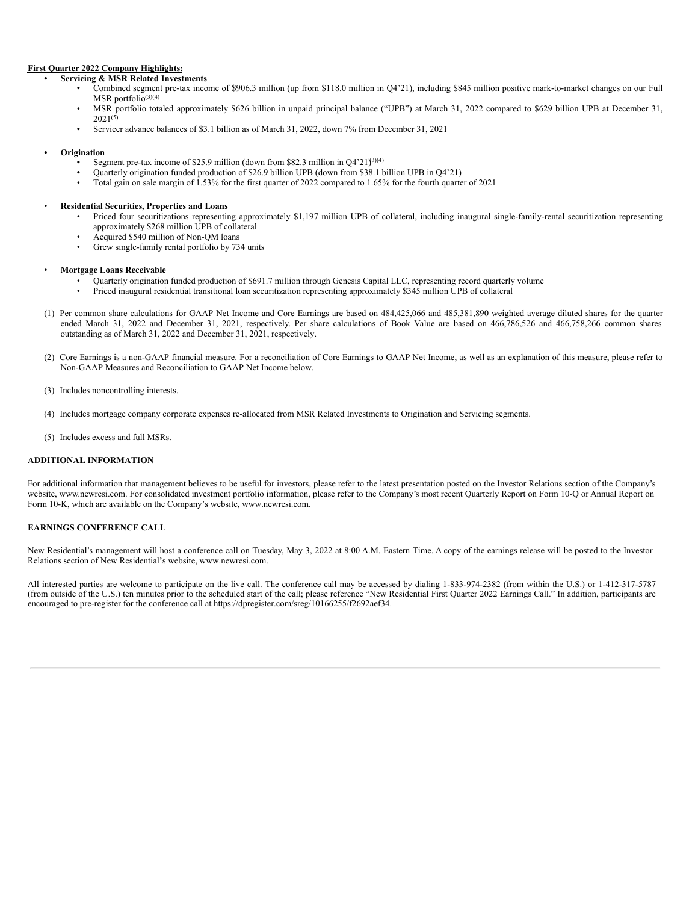**First Quarter 2022 Company Highlights:**

- **Servicing & MSR Related Investments**
  - Combined segment pre-tax income of $906.3 million (up from $118.0 million in Q4'21), including $845 million positive mark-to-market changes on our Full MSR portfolio[(3)(4)]
  - MSR portfolio totaled approximately $626 billion in unpaid principal balance ("UPB") at March 31, 2022 compared to $629 billion UPB at December 31, 2021[(5)]
  - Servicer advance balances of $3.1 billion as of March 31, 2022, down 7% from December 31, 2021

- **Origination**
  - Segment pre-tax income of $25.9 million (down from $82.3 million in Q4'21)[(3)(4)]
  - Quarterly origination funded production of $26.9 billion UPB (down from $38.1 billion UPB in Q4'21)
  - Total gain on sale margin of 1.53% for the first quarter of 2022 compared to 1.65% for the fourth quarter of 2021

- **Residential Securities, Properties and Loans**
  - Priced four securitizations representing approximately $1,197 million UPB of collateral, including inaugural single-family-rental securitization representing approximately $268 million UPB of collateral
  - Acquired $540 million of Non-QM loans
  - Grew single-family rental portfolio by 734 units

- **Mortgage Loans Receivable**
  - Quarterly origination funded production of $691.7 million through Genesis Capital LLC, representing record quarterly volume
  - Priced inaugural residential transitional loan securitization representing approximately $345 million UPB of collateral

(1) Per common share calculations for GAAP Net Income and Core Earnings are based on 484,425,066 and 485,381,890 weighted average diluted shares for the quarter ended March 31, 2022 and December 31, 2021, respectively. Per share calculations of Book Value are based on 466,786,526 and 466,758,266 common shares outstanding as of March 31, 2022 and December 31, 2021, respectively.

(2) Core Earnings is a non-GAAP financial measure. For a reconciliation of Core Earnings to GAAP Net Income, as well as an explanation of this measure, please refer to Non-GAAP Measures and Reconciliation to GAAP Net Income below.

(3) Includes noncontrolling interests.

(4) Includes mortgage company corporate expenses re-allocated from MSR Related Investments to Origination and Servicing segments.

(5) Includes excess and full MSRs.

**ADDITIONAL INFORMATION**

For additional information that management believes to be useful for investors, please refer to the latest presentation posted on the Investor Relations section of the Company's website, www.newresi.com. For consolidated investment portfolio information, please refer to the Company's most recent Quarterly Report on Form 10-Q or Annual Report on Form 10-K, which are available on the Company's website, www.newresi.com.

**EARNINGS CONFERENCE CALL**

New Residential's management will host a conference call on Tuesday, May 3, 2022 at 8:00 A.M. Eastern Time. A copy of the earnings release will be posted to the Investor Relations section of New Residential's website, www.newresi.com.

All interested parties are welcome to participate on the live call. The conference call may be accessed by dialing 1-833-974-2382 (from within the U.S.) or 1-412-317-5787 (from outside of the U.S.) ten minutes prior to the scheduled start of the call; please reference "New Residential First Quarter 2022 Earnings Call." In addition, participants are encouraged to pre-register for the conference call at https://dpregister.com/sreg/10166255/f2692aef34.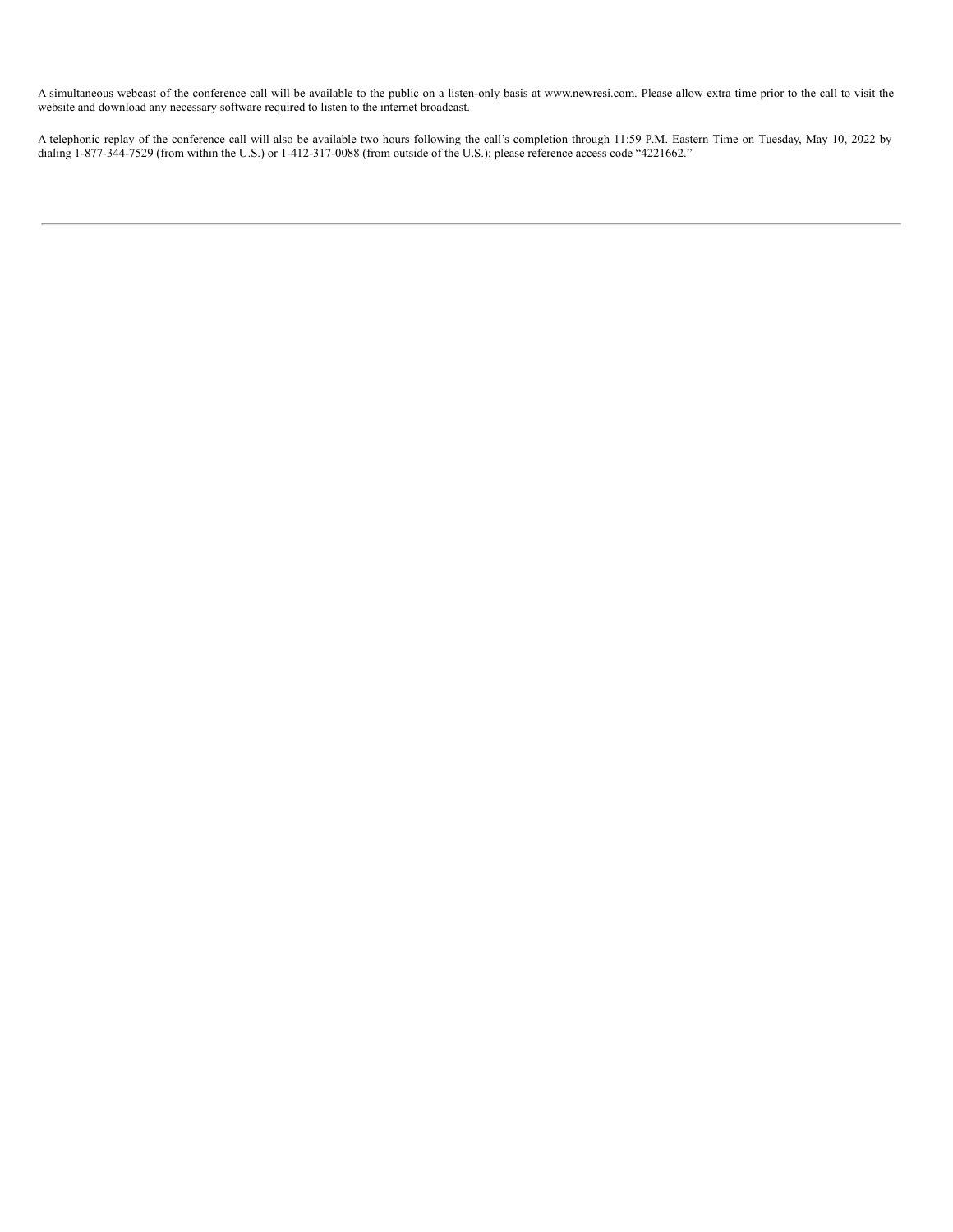A simultaneous webcast of the conference call will be available to the public on a listen-only basis at www.newresi.com. Please allow extra time prior to the call to visit the website and download any necessary software required to listen to the internet broadcast.

A telephonic replay of the conference call will also be available two hours following the call's completion through 11:59 P.M. Eastern Time on Tuesday, May 10, 2022 by dialing 1-877-344-7529 (from within the U.S.) or 1-412-317-0088 (from outside of the U.S.); please reference access code "4221662."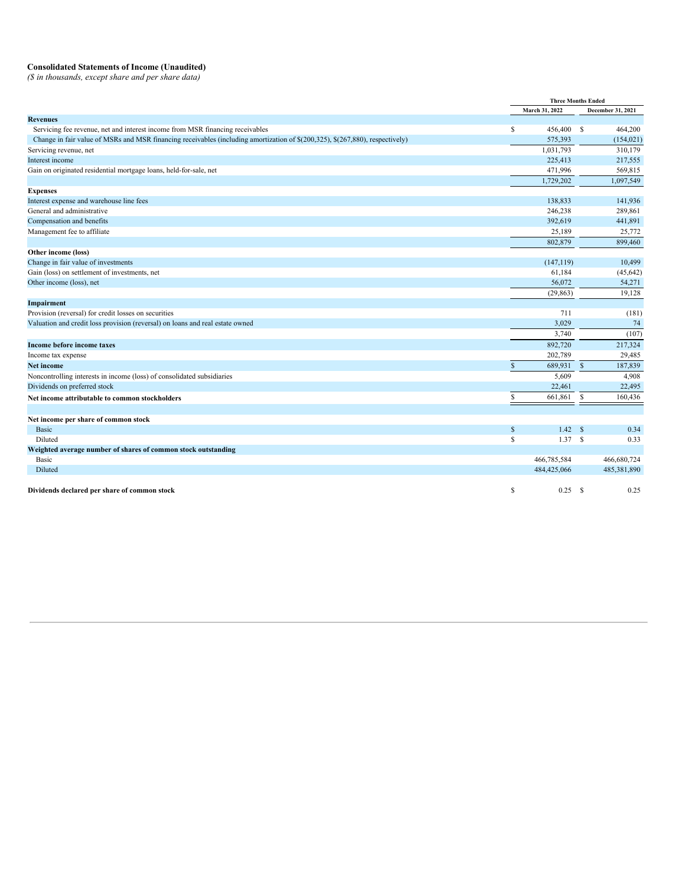**Consolidated Statements of Income (Unaudited)**

*($ in thousands, except share and per share data)*

| | Three Months Ended | |
|---|---|---|
| | March 31, 2022 | December 31, 2021 |
| **Revenues** | | |
| Servicing fee revenue, net and interest income from MSR financing receivables | $ 456,400 | $ 464,200 |
| Change in fair value of MSRs and MSR financing receivables (including amortization of $(200,325), $(267,880), respectively) | 575,393 | (154,021) |
| Servicing revenue, net | 1,031,793 | 310,179 |
| Interest income | 225,413 | 217,555 |
| Gain on originated residential mortgage loans, held-for-sale, net | 471,996 | 569,815 |
| | 1,729,202 | 1,097,549 |
| **Expenses** | | |
| Interest expense and warehouse line fees | 138,833 | 141,936 |
| General and administrative | 246,238 | 289,861 |
| Compensation and benefits | 392,619 | 441,891 |
| Management fee to affiliate | 25,189 | 25,772 |
| | 802,879 | 899,460 |
| **Other income (loss)** | | |
| Change in fair value of investments | (147,119) | 10,499 |
| Gain (loss) on settlement of investments, net | 61,184 | (45,642) |
| Other income (loss), net | 56,072 | 54,271 |
| | (29,863) | 19,128 |
| **Impairment** | | |
| Provision (reversal) for credit losses on securities | 711 | (181) |
| Valuation and credit loss provision (reversal) on loans and real estate owned | 3,029 | 74 |
| | 3,740 | (107) |
| **Income before income taxes** | 892,720 | 217,324 |
| Income tax expense | 202,789 | 29,485 |
| **Net income** | $ 689,931 | $ 187,839 |
| Noncontrolling interests in income (loss) of consolidated subsidiaries | 5,609 | 4,908 |
| Dividends on preferred stock | 22,461 | 22,495 |
| **Net income attributable to common stockholders** | $ 661,861 | $ 160,436 |
| | | |
| **Net income per share of common stock** | | |
| Basic | $ 1.42 | $ 0.34 |
| Diluted | $ 1.37 | $ 0.33 |
| **Weighted average number of shares of common stock outstanding** | | |
| Basic | 466,785,584 | 466,680,724 |
| Diluted | 484,425,066 | 485,381,890 |
| | | |
| **Dividends declared per share of common stock** | $ 0.25 | $ 0.25 |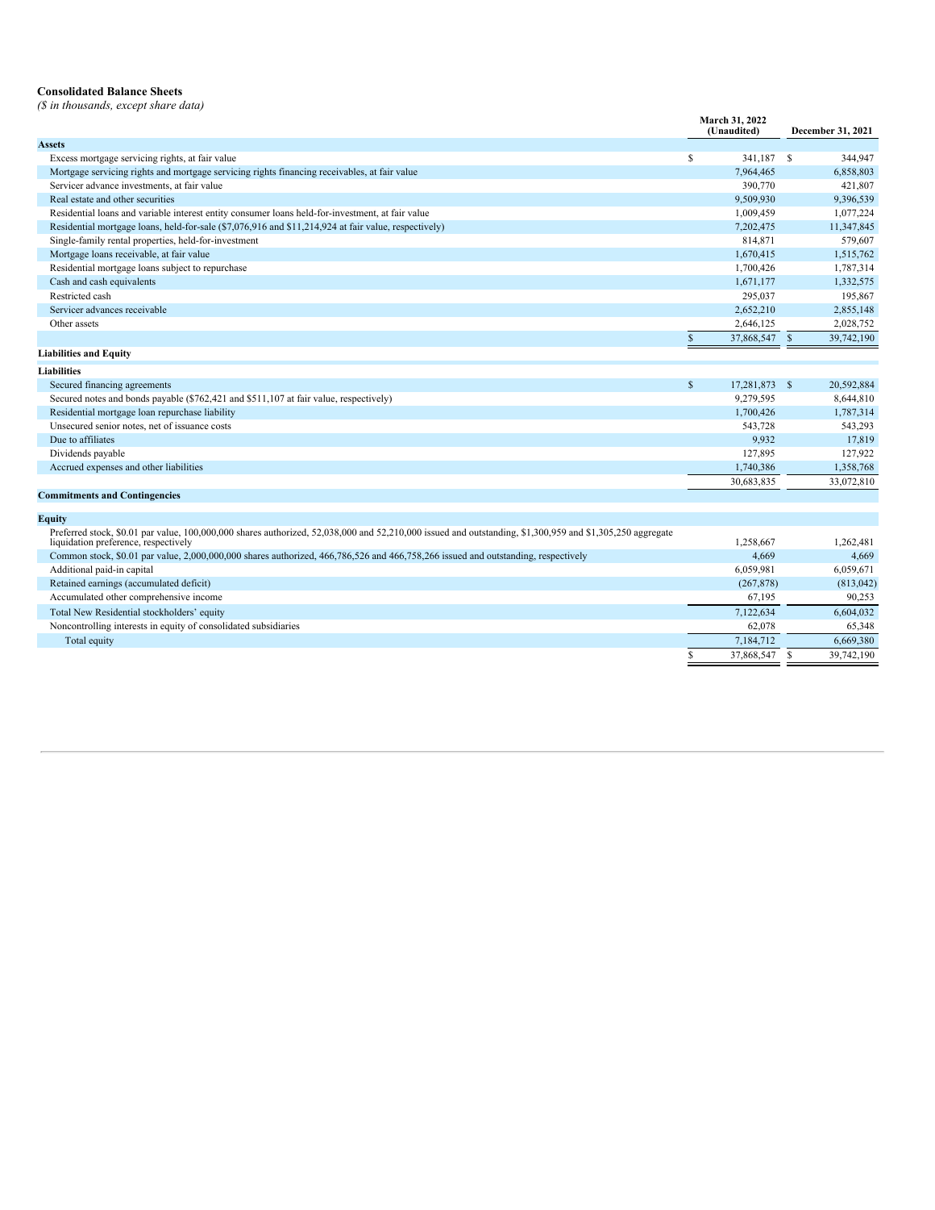**Consolidated Balance Sheets**

*($ in thousands, except share data)*

| | March 31, 2022 (Unaudited) | December 31, 2021 |
|---|---|---|
| **Assets** | | |
| Excess mortgage servicing rights, at fair value | $ 341,187 | $ 344,947 |
| Mortgage servicing rights and mortgage servicing rights financing receivables, at fair value | 7,964,465 | 6,858,803 |
| Servicer advance investments, at fair value | 390,770 | 421,807 |
| Real estate and other securities | 9,509,930 | 9,396,539 |
| Residential loans and variable interest entity consumer loans held-for-investment, at fair value | 1,009,459 | 1,077,224 |
| Residential mortgage loans, held-for-sale ($7,076,916 and $11,214,924 at fair value, respectively) | 7,202,475 | 11,347,845 |
| Single-family rental properties, held-for-investment | 814,871 | 579,607 |
| Mortgage loans receivable, at fair value | 1,670,415 | 1,515,762 |
| Residential mortgage loans subject to repurchase | 1,700,426 | 1,787,314 |
| Cash and cash equivalents | 1,671,177 | 1,332,575 |
| Restricted cash | 295,037 | 195,867 |
| Servicer advances receivable | 2,652,210 | 2,855,148 |
| Other assets | 2,646,125 | 2,028,752 |
| | $ 37,868,547 | $ 39,742,190 |
| **Liabilities and Equity** | | |
| **Liabilities** | | |
| Secured financing agreements | $ 17,281,873 | $ 20,592,884 |
| Secured notes and bonds payable ($762,421 and $511,107 at fair value, respectively) | 9,279,595 | 8,644,810 |
| Residential mortgage loan repurchase liability | 1,700,426 | 1,787,314 |
| Unsecured senior notes, net of issuance costs | 543,728 | 543,293 |
| Due to affiliates | 9,932 | 17,819 |
| Dividends payable | 127,895 | 127,922 |
| Accrued expenses and other liabilities | 1,740,386 | 1,358,768 |
| | 30,683,835 | 33,072,810 |
| **Commitments and Contingencies** | | |
| **Equity** | | |
| Preferred stock, $0.01 par value, 100,000,000 shares authorized, 52,038,000 and 52,210,000 issued and outstanding, $1,300,959 and $1,305,250 aggregate liquidation preference, respectively | 1,258,667 | 1,262,481 |
| Common stock, $0.01 par value, 2,000,000,000 shares authorized, 466,786,526 and 466,758,266 issued and outstanding, respectively | 4,669 | 4,669 |
| Additional paid-in capital | 6,059,981 | 6,059,671 |
| Retained earnings (accumulated deficit) | (267,878) | (813,042) |
| Accumulated other comprehensive income | 67,195 | 90,253 |
| Total New Residential stockholders' equity | 7,122,634 | 6,604,032 |
| Noncontrolling interests in equity of consolidated subsidiaries | 62,078 | 65,348 |
| Total equity | 7,184,712 | 6,669,380 |
| | $ 37,868,547 | $ 39,742,190 |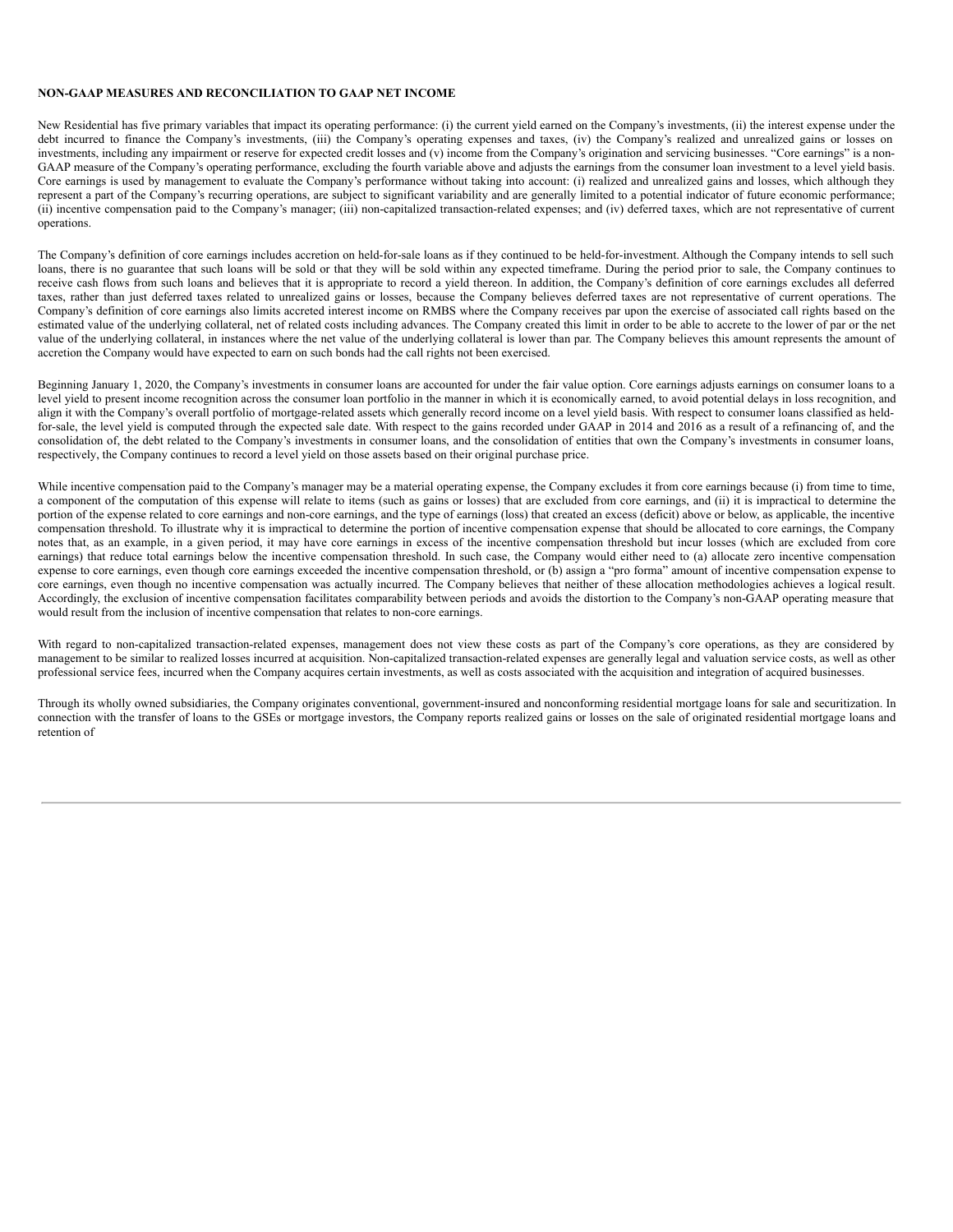**NON-GAAP MEASURES AND RECONCILIATION TO GAAP NET INCOME**

New Residential has five primary variables that impact its operating performance: (i) the current yield earned on the Company's investments, (ii) the interest expense under the debt incurred to finance the Company's investments, (iii) the Company's operating expenses and taxes, (iv) the Company's realized and unrealized gains or losses on investments, including any impairment or reserve for expected credit losses and (v) income from the Company's origination and servicing businesses. "Core earnings" is a non-GAAP measure of the Company's operating performance, excluding the fourth variable above and adjusts the earnings from the consumer loan investment to a level yield basis. Core earnings is used by management to evaluate the Company's performance without taking into account: (i) realized and unrealized gains and losses, which although they represent a part of the Company's recurring operations, are subject to significant variability and are generally limited to a potential indicator of future economic performance; (ii) incentive compensation paid to the Company's manager; (iii) non-capitalized transaction-related expenses; and (iv) deferred taxes, which are not representative of current operations.

The Company's definition of core earnings includes accretion on held-for-sale loans as if they continued to be held-for-investment. Although the Company intends to sell such loans, there is no guarantee that such loans will be sold or that they will be sold within any expected timeframe. During the period prior to sale, the Company continues to receive cash flows from such loans and believes that it is appropriate to record a yield thereon. In addition, the Company's definition of core earnings excludes all deferred taxes, rather than just deferred taxes related to unrealized gains or losses, because the Company believes deferred taxes are not representative of current operations. The Company's definition of core earnings also limits accreted interest income on RMBS where the Company receives par upon the exercise of associated call rights based on the estimated value of the underlying collateral, net of related costs including advances. The Company created this limit in order to be able to accrete to the lower of par or the net value of the underlying collateral, in instances where the net value of the underlying collateral is lower than par. The Company believes this amount represents the amount of accretion the Company would have expected to earn on such bonds had the call rights not been exercised.

Beginning January 1, 2020, the Company's investments in consumer loans are accounted for under the fair value option. Core earnings adjusts earnings on consumer loans to a level yield to present income recognition across the consumer loan portfolio in the manner in which it is economically earned, to avoid potential delays in loss recognition, and align it with the Company's overall portfolio of mortgage-related assets which generally record income on a level yield basis. With respect to consumer loans classified as held-for-sale, the level yield is computed through the expected sale date. With respect to the gains recorded under GAAP in 2014 and 2016 as a result of a refinancing of, and the consolidation of, the debt related to the Company's investments in consumer loans, and the consolidation of entities that own the Company's investments in consumer loans, respectively, the Company continues to record a level yield on those assets based on their original purchase price.

While incentive compensation paid to the Company's manager may be a material operating expense, the Company excludes it from core earnings because (i) from time to time, a component of the computation of this expense will relate to items (such as gains or losses) that are excluded from core earnings, and (ii) it is impractical to determine the portion of the expense related to core earnings and non-core earnings, and the type of earnings (loss) that created an excess (deficit) above or below, as applicable, the incentive compensation threshold. To illustrate why it is impractical to determine the portion of incentive compensation expense that should be allocated to core earnings, the Company notes that, as an example, in a given period, it may have core earnings in excess of the incentive compensation threshold but incur losses (which are excluded from core earnings) that reduce total earnings below the incentive compensation threshold. In such case, the Company would either need to (a) allocate zero incentive compensation expense to core earnings, even though core earnings exceeded the incentive compensation threshold, or (b) assign a "pro forma" amount of incentive compensation expense to core earnings, even though no incentive compensation was actually incurred. The Company believes that neither of these allocation methodologies achieves a logical result. Accordingly, the exclusion of incentive compensation facilitates comparability between periods and avoids the distortion to the Company's non-GAAP operating measure that would result from the inclusion of incentive compensation that relates to non-core earnings.

With regard to non-capitalized transaction-related expenses, management does not view these costs as part of the Company's core operations, as they are considered by management to be similar to realized losses incurred at acquisition. Non-capitalized transaction-related expenses are generally legal and valuation service costs, as well as other professional service fees, incurred when the Company acquires certain investments, as well as costs associated with the acquisition and integration of acquired businesses.

Through its wholly owned subsidiaries, the Company originates conventional, government-insured and nonconforming residential mortgage loans for sale and securitization. In connection with the transfer of loans to the GSEs or mortgage investors, the Company reports realized gains or losses on the sale of originated residential mortgage loans and retention of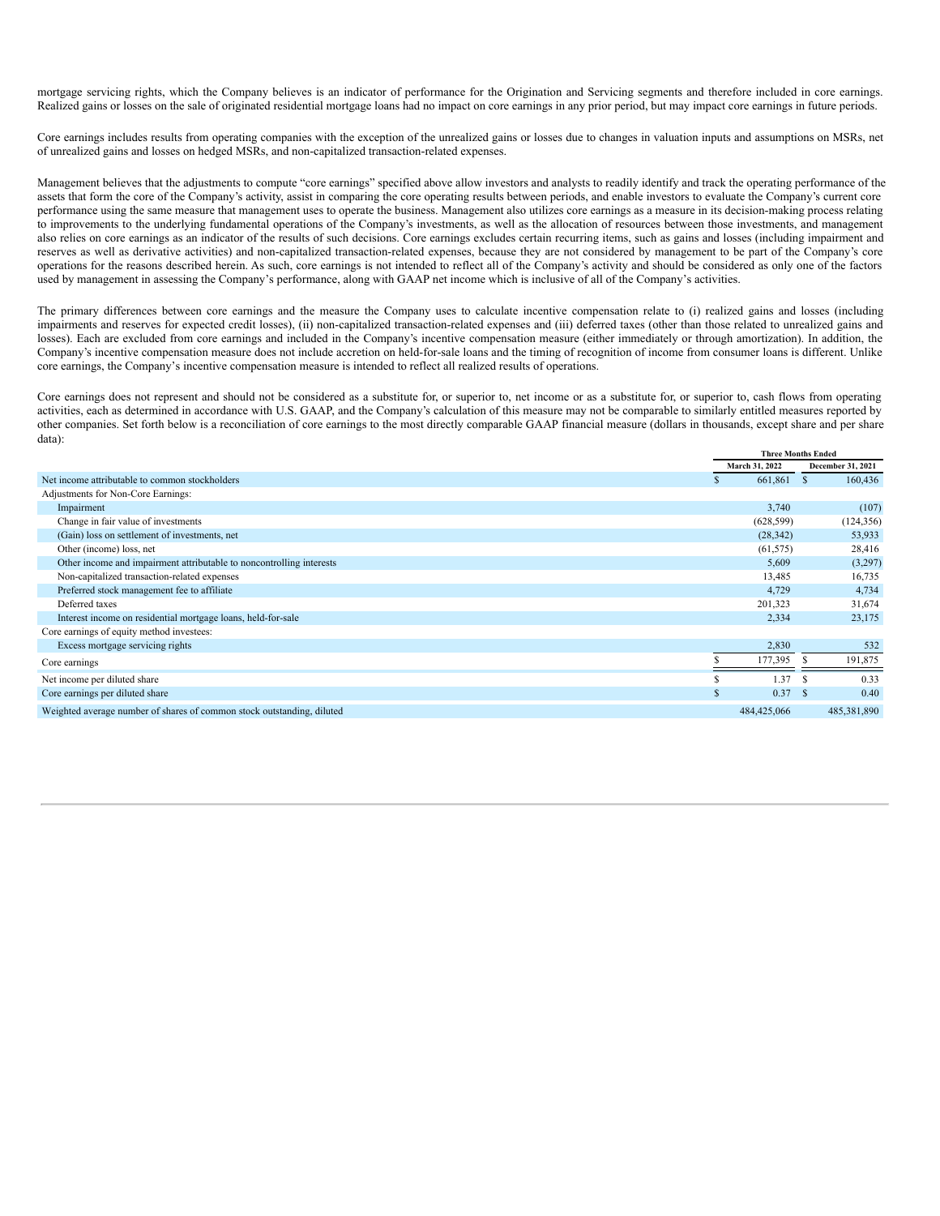mortgage servicing rights, which the Company believes is an indicator of performance for the Origination and Servicing segments and therefore included in core earnings. Realized gains or losses on the sale of originated residential mortgage loans had no impact on core earnings in any prior period, but may impact core earnings in future periods.

Core earnings includes results from operating companies with the exception of the unrealized gains or losses due to changes in valuation inputs and assumptions on MSRs, net of unrealized gains and losses on hedged MSRs, and non-capitalized transaction-related expenses.

Management believes that the adjustments to compute "core earnings" specified above allow investors and analysts to readily identify and track the operating performance of the assets that form the core of the Company's activity, assist in comparing the core operating results between periods, and enable investors to evaluate the Company's current core performance using the same measure that management uses to operate the business. Management also utilizes core earnings as a measure in its decision-making process relating to improvements to the underlying fundamental operations of the Company's investments, as well as the allocation of resources between those investments, and management also relies on core earnings as an indicator of the results of such decisions. Core earnings excludes certain recurring items, such as gains and losses (including impairment and reserves as well as derivative activities) and non-capitalized transaction-related expenses, because they are not considered by management to be part of the Company's core operations for the reasons described herein. As such, core earnings is not intended to reflect all of the Company's activity and should be considered as only one of the factors used by management in assessing the Company's performance, along with GAAP net income which is inclusive of all of the Company's activities.

The primary differences between core earnings and the measure the Company uses to calculate incentive compensation relate to (i) realized gains and losses (including impairments and reserves for expected credit losses), (ii) non-capitalized transaction-related expenses and (iii) deferred taxes (other than those related to unrealized gains and losses). Each are excluded from core earnings and included in the Company's incentive compensation measure (either immediately or through amortization). In addition, the Company's incentive compensation measure does not include accretion on held-for-sale loans and the timing of recognition of income from consumer loans is different. Unlike core earnings, the Company's incentive compensation measure is intended to reflect all realized results of operations.

Core earnings does not represent and should not be considered as a substitute for, or superior to, net income or as a substitute for, or superior to, cash flows from operating activities, each as determined in accordance with U.S. GAAP, and the Company's calculation of this measure may not be comparable to similarly entitled measures reported by other companies. Set forth below is a reconciliation of core earnings to the most directly comparable GAAP financial measure (dollars in thousands, except share and per share data):

| | Three Months Ended | |
|---|---|---|
| | March 31, 2022 | December 31, 2021 |
| Net income attributable to common stockholders | $ 661,861 | $ 160,436 |
| Adjustments for Non-Core Earnings: | | |
| Impairment | 3,740 | (107) |
| Change in fair value of investments | (628,599) | (124,356) |
| (Gain) loss on settlement of investments, net | (28,342) | 53,933 |
| Other (income) loss, net | (61,575) | 28,416 |
| Other income and impairment attributable to noncontrolling interests | 5,609 | (3,297) |
| Non-capitalized transaction-related expenses | 13,485 | 16,735 |
| Preferred stock management fee to affiliate | 4,729 | 4,734 |
| Deferred taxes | 201,323 | 31,674 |
| Interest income on residential mortgage loans, held-for-sale | 2,334 | 23,175 |
| Core earnings of equity method investees: | | |
| Excess mortgage servicing rights | 2,830 | 532 |
| Core earnings | $ 177,395 | $ 191,875 |
| Net income per diluted share | $ 1.37 | $ 0.33 |
| Core earnings per diluted share | $ 0.37 | $ 0.40 |
| Weighted average number of shares of common stock outstanding, diluted | 484,425,066 | 485,381,890 |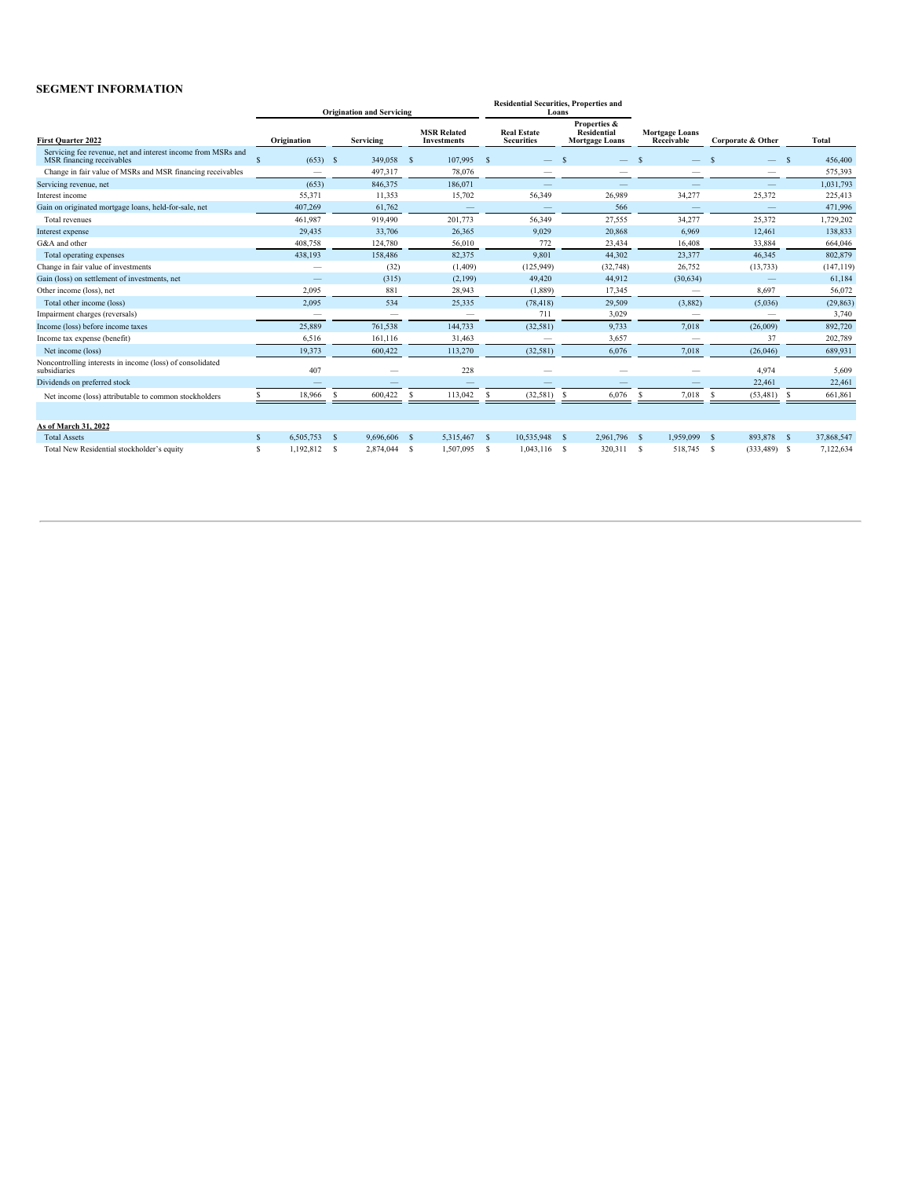## SEGMENT INFORMATION

| | Origination and Servicing | | | Residential Securities, Properties and Loans | | | | |
|---|---|---|---|---|---|---|---|---|
| **First Quarter 2022** | **Origination** | **Servicing** | **MSR Related Investments** | **Real Estate Securities** | **Properties & Residential Mortgage Loans** | **Mortgage Loans Receivable** | **Corporate & Other** | **Total** |
| Servicing fee revenue, net and interest income from MSRs and MSR financing receivables | $ (653) | $ 349,058 | $ 107,995 | $ — | $ — | $ — | $ — | $ 456,400 |
| Change in fair value of MSRs and MSR financing receivables | — | 497,317 | 78,076 | — | — | — | — | 575,393 |
| Servicing revenue, net | (653) | 846,375 | 186,071 | — | — | — | — | 1,031,793 |
| Interest income | 55,371 | 11,353 | 15,702 | 56,349 | 26,989 | 34,277 | 25,372 | 225,413 |
| Gain on originated mortgage loans, held-for-sale, net | 407,269 | 61,762 | — | — | 566 | — | — | 471,996 |
| Total revenues | 461,987 | 919,490 | 201,773 | 56,349 | 27,555 | 34,277 | 25,372 | 1,729,202 |
| Interest expense | 29,435 | 33,706 | 26,365 | 9,029 | 20,868 | 6,969 | 12,461 | 138,833 |
| G&A and other | 408,758 | 124,780 | 56,010 | 772 | 23,434 | 16,408 | 33,884 | 664,046 |
| Total operating expenses | 438,193 | 158,486 | 82,375 | 9,801 | 44,302 | 23,377 | 46,345 | 802,879 |
| Change in fair value of investments | — | (32) | (1,409) | (125,949) | (32,748) | 26,752 | (13,733) | (147,119) |
| Gain (loss) on settlement of investments, net | — | (315) | (2,199) | 49,420 | 44,912 | (30,634) | — | 61,184 |
| Other income (loss), net | 2,095 | 881 | 28,943 | (1,889) | 17,345 | — | 8,697 | 56,072 |
| Total other income (loss) | 2,095 | 534 | 25,335 | (78,418) | 29,509 | (3,882) | (5,036) | (29,863) |
| Impairment charges (reversals) | — | — | — | 711 | 3,029 | — | — | 3,740 |
| Income (loss) before income taxes | 25,889 | 761,538 | 144,733 | (32,581) | 9,733 | 7,018 | (26,009) | 892,720 |
| Income tax expense (benefit) | 6,516 | 161,116 | 31,463 | — | 3,657 | — | 37 | 202,789 |
| Net income (loss) | 19,373 | 600,422 | 113,270 | (32,581) | 6,076 | 7,018 | (26,046) | 689,931 |
| Noncontrolling interests in income (loss) of consolidated subsidiaries | 407 | — | 228 | — | — | — | 4,974 | 5,609 |
| Dividends on preferred stock | — | — | — | — | — | — | 22,461 | 22,461 |
| Net income (loss) attributable to common stockholders | $ 18,966 | $ 600,422 | $ 113,042 | $ (32,581) | $ 6,076 | $ 7,018 | $ (53,481) | $ 661,861 |
| | | | | | | | | |
| **As of March 31, 2022** | | | | | | | | |
| Total Assets | $ 6,505,753 | $ 9,696,606 | $ 5,315,467 | $ 10,535,948 | $ 2,961,796 | $ 1,959,099 | $ 893,878 | $ 37,868,547 |
| Total New Residential stockholder's equity | $ 1,192,812 | $ 2,874,044 | $ 1,507,095 | $ 1,043,116 | $ 320,311 | $ 518,745 | $ (333,489) | $ 7,122,634 |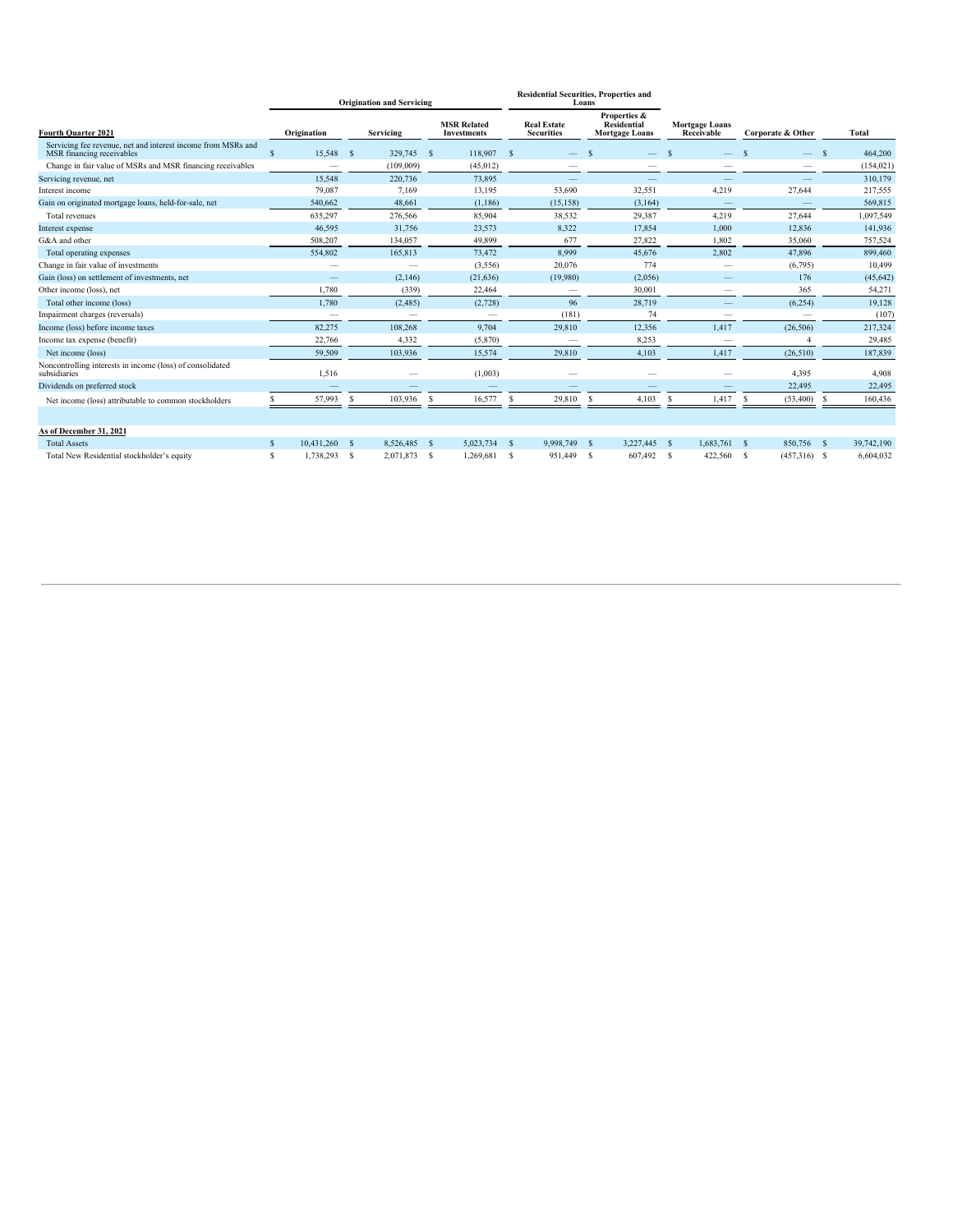| | Origination and Servicing | | | Residential Securities, Properties and Loans | | | | |
|---|---|---|---|---|---|---|---|---|
| **Fourth Quarter 2021** | Origination | Servicing | MSR Related Investments | Real Estate Securities | Properties & Residential Mortgage Loans | Mortgage Loans Receivable | Corporate & Other | Total |
| Servicing fee revenue, net and interest income from MSRs and MSR financing receivables | $ 15,548 | $ 329,745 | $ 118,907 | $ — | $ — | $ — | $ — | $ 464,200 |
| Change in fair value of MSRs and MSR financing receivables | — | (109,009) | (45,012) | — | — | — | — | (154,021) |
| Servicing revenue, net | 15,548 | 220,736 | 73,895 | — | — | — | — | 310,179 |
| Interest income | 79,087 | 7,169 | 13,195 | 53,690 | 32,551 | 4,219 | 27,644 | 217,555 |
| Gain on originated mortgage loans, held-for-sale, net | 540,662 | 48,661 | (1,186) | (15,158) | (3,164) | — | — | 569,815 |
| Total revenues | 635,297 | 276,566 | 85,904 | 38,532 | 29,387 | 4,219 | 27,644 | 1,097,549 |
| Interest expense | 46,595 | 31,756 | 23,573 | 8,322 | 17,854 | 1,000 | 12,836 | 141,936 |
| G&A and other | 508,207 | 134,057 | 49,899 | 677 | 27,822 | 1,802 | 35,060 | 757,524 |
| Total operating expenses | 554,802 | 165,813 | 73,472 | 8,999 | 45,676 | 2,802 | 47,896 | 899,460 |
| Change in fair value of investments | — | — | (3,556) | 20,076 | 774 | — | (6,795) | 10,499 |
| Gain (loss) on settlement of investments, net | — | (2,146) | (21,636) | (19,980) | (2,056) | — | 176 | (45,642) |
| Other income (loss), net | 1,780 | (339) | 22,464 | — | 30,001 | — | 365 | 54,271 |
| Total other income (loss) | 1,780 | (2,485) | (2,728) | 96 | 28,719 | — | (6,254) | 19,128 |
| Impairment charges (reversals) | — | — | — | (181) | 74 | — | — | (107) |
| Income (loss) before income taxes | 82,275 | 108,268 | 9,704 | 29,810 | 12,356 | 1,417 | (26,506) | 217,324 |
| Income tax expense (benefit) | 22,766 | 4,332 | (5,870) | — | 8,253 | — | 4 | 29,485 |
| Net income (loss) | 59,509 | 103,936 | 15,574 | 29,810 | 4,103 | 1,417 | (26,510) | 187,839 |
| Noncontrolling interests in income (loss) of consolidated subsidiaries | 1,516 | — | (1,003) | — | — | — | 4,395 | 4,908 |
| Dividends on preferred stock | — | — | — | — | — | — | 22,495 | 22,495 |
| Net income (loss) attributable to common stockholders | $ 57,993 | $ 103,936 | $ 16,577 | $ 29,810 | $ 4,103 | $ 1,417 | $ (53,400) | $ 160,436 |
| | | | | | | | | |
| **As of December 31, 2021** | | | | | | | | |
| Total Assets | $ 10,431,260 | $ 8,526,485 | $ 5,023,734 | $ 9,998,749 | $ 3,227,445 | $ 1,683,761 | $ 850,756 | $ 39,742,190 |
| Total New Residential stockholder's equity | $ 1,738,293 | $ 2,071,873 | $ 1,269,681 | $ 951,449 | $ 607,492 | $ 422,560 | $ (457,316) | $ 6,604,032 |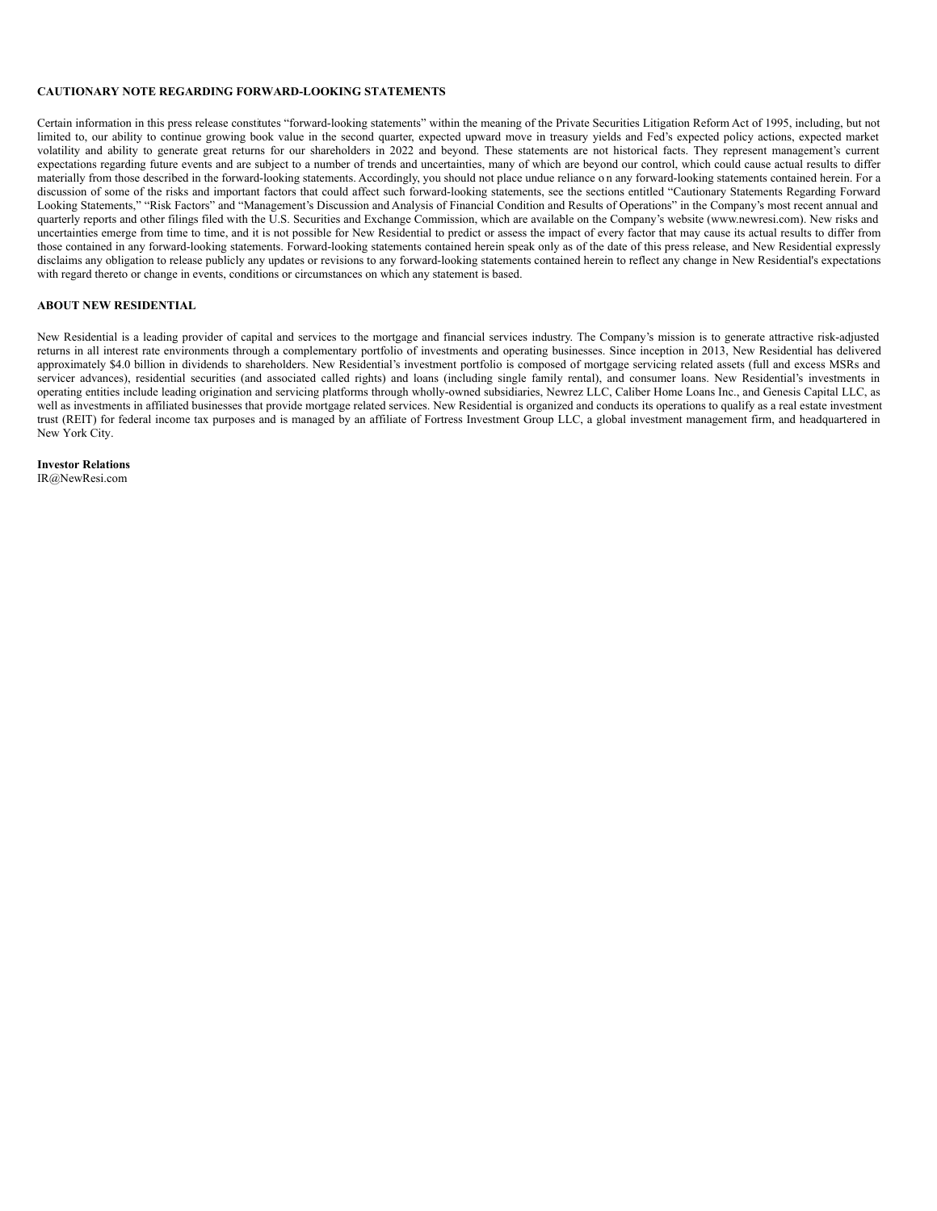**CAUTIONARY NOTE REGARDING FORWARD-LOOKING STATEMENTS**

Certain information in this press release constitutes "forward-looking statements" within the meaning of the Private Securities Litigation Reform Act of 1995, including, but not limited to, our ability to continue growing book value in the second quarter, expected upward move in treasury yields and Fed's expected policy actions, expected market volatility and ability to generate great returns for our shareholders in 2022 and beyond. These statements are not historical facts. They represent management's current expectations regarding future events and are subject to a number of trends and uncertainties, many of which are beyond our control, which could cause actual results to differ materially from those described in the forward-looking statements. Accordingly, you should not place undue reliance on any forward-looking statements contained herein. For a discussion of some of the risks and important factors that could affect such forward-looking statements, see the sections entitled "Cautionary Statements Regarding Forward Looking Statements," "Risk Factors" and "Management's Discussion and Analysis of Financial Condition and Results of Operations" in the Company's most recent annual and quarterly reports and other filings filed with the U.S. Securities and Exchange Commission, which are available on the Company's website (www.newresi.com). New risks and uncertainties emerge from time to time, and it is not possible for New Residential to predict or assess the impact of every factor that may cause its actual results to differ from those contained in any forward-looking statements. Forward-looking statements contained herein speak only as of the date of this press release, and New Residential expressly disclaims any obligation to release publicly any updates or revisions to any forward-looking statements contained herein to reflect any change in New Residential's expectations with regard thereto or change in events, conditions or circumstances on which any statement is based.

**ABOUT NEW RESIDENTIAL**

New Residential is a leading provider of capital and services to the mortgage and financial services industry. The Company's mission is to generate attractive risk-adjusted returns in all interest rate environments through a complementary portfolio of investments and operating businesses. Since inception in 2013, New Residential has delivered approximately $4.0 billion in dividends to shareholders. New Residential's investment portfolio is composed of mortgage servicing related assets (full and excess MSRs and servicer advances), residential securities (and associated called rights) and loans (including single family rental), and consumer loans. New Residential's investments in operating entities include leading origination and servicing platforms through wholly-owned subsidiaries, Newrez LLC, Caliber Home Loans Inc., and Genesis Capital LLC, as well as investments in affiliated businesses that provide mortgage related services. New Residential is organized and conducts its operations to qualify as a real estate investment trust (REIT) for federal income tax purposes and is managed by an affiliate of Fortress Investment Group LLC, a global investment management firm, and headquartered in New York City.

**Investor Relations**
IR@NewResi.com